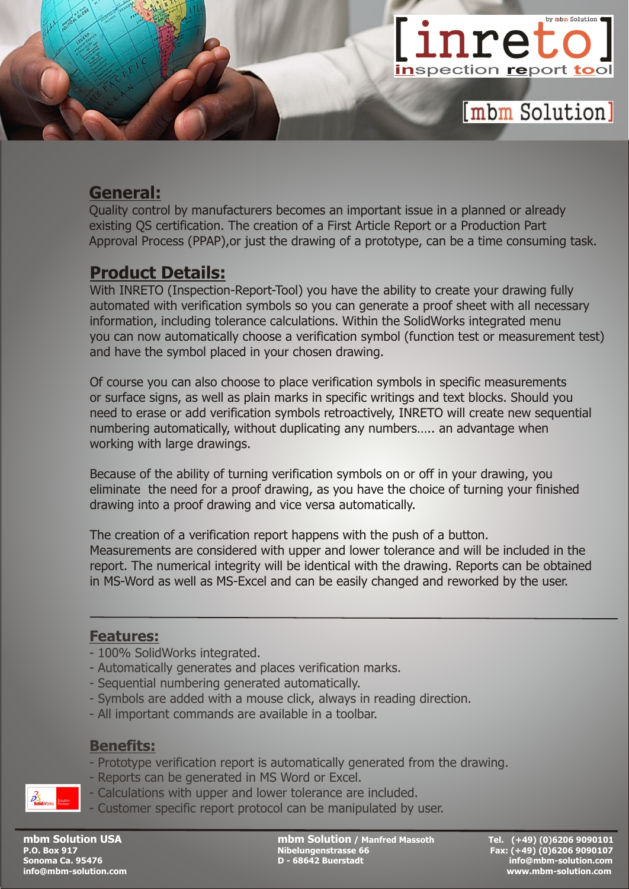[inreto]

**in**spection **re**port **to**ol

by mbm Solution

[mbm Solution]

## General:

Quality control by manufacturers becomes an important issue in a planned or already existing QS certification. The creation of a First Article Report or a Production Part Approval Process (PPAP),or just the drawing of a prototype, can be a time consuming task.

## Product Details:

With INRETO (Inspection-Report-Tool) you have the ability to create your drawing fully automated with verification symbols so you can generate a proof sheet with all necessary information, including tolerance calculations. Within the SolidWorks integrated menu you can now automatically choose a verification symbol (function test or measurement test) and have the symbol placed in your chosen drawing.

Of course you can also choose to place verification symbols in specific measurements or surface signs, as well as plain marks in specific writings and text blocks. Should you need to erase or add verification symbols retroactively, INRETO will create new sequential numbering automatically, without duplicating any numbers….. an advantage when working with large drawings.

Because of the ability of turning verification symbols on or off in your drawing, you eliminate the need for a proof drawing, as you have the choice of turning your finished drawing into a proof drawing and vice versa automatically.

The creation of a verification report happens with the push of a button. Measurements are considered with upper and lower tolerance and will be included in the report. The numerical integrity will be identical with the drawing. Reports can be obtained in MS-Word as well as MS-Excel and can be easily changed and reworked by the user.

---

## Features:

- 100% SolidWorks integrated.
- Automatically generates and places verification marks.
- Sequential numbering generated automatically.
- Symbols are added with a mouse click, always in reading direction.
- All important commands are available in a toolbar.

## Benefits:

- Prototype verification report is automatically generated from the drawing.
- Reports can be generated in MS Word or Excel.
- Calculations with upper and lower tolerance are included.
- Customer specific report protocol can be manipulated by user.

SolidWorks Solution Partner

---

**mbm Solution USA**
**P.O. Box 917**
**Sonoma Ca. 95476**
**info@mbm-solution.com**

**mbm Solution / Manfred Massoth**
**Nibelungenstrasse 66**
**D - 68642 Buerstadt**

**Tel. (+49) (0)6206 9090101**
**Fax: (+49) (0)6206 9090107**
**info@mbm-solution.com**
**www.mbm-solution.com**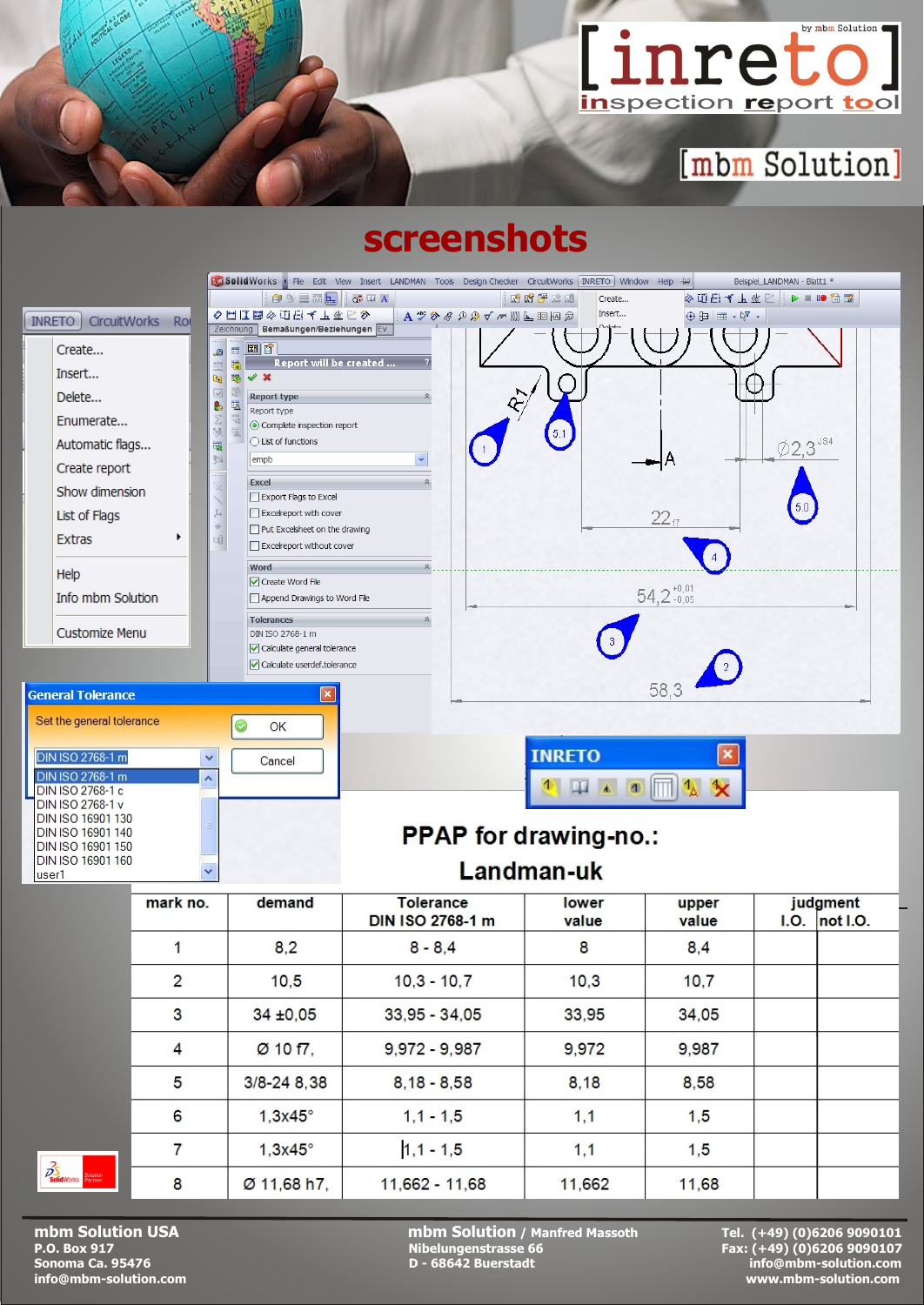[inreto]
by mbm Solution

inspection report tool

[mbm Solution]

# screenshots

INRETO | CircuitWorks

- Create...
- Insert...
- Delete...
- Enumerate...
- Automatic flags...
- Create report
- Show dimension
- List of Flags
- Extras
- Help
- Info mbm Solution
- Customize Menu

General Tolerance

Set the general tolerance

OK

Cancel

- DIN ISO 2768-1 m
- DIN ISO 2768-1 c
- DIN ISO 2768-1 v
- DIN ISO 16901 130
- DIN ISO 16901 140
- DIN ISO 16901 150
- DIN ISO 16901 160
- user1

Report will be created ...

Report type
- Complete inspection report
- List of functions

Excel
- Export Flags to Excel
- Excelreport with cover
- Put Excelsheet on the drawing
- Excelreport without cover

Word
- Create Word File
- Append Drawings to Word File

Tolerances
DIN ISO 2768-1 m
- Calculate general tolerance
- Calculate userdef.tolerance

INRETO

## PPAP for drawing-no.: Landman-uk

| mark no. | demand | Tolerance DIN ISO 2768-1 m | lower value | upper value | judgment I.O. | not I.O. |
|---|---|---|---|---|---|---|
| 1 | 8,2 | 8 - 8,4 | 8 | 8,4 | | |
| 2 | 10,5 | 10,3 - 10,7 | 10,3 | 10,7 | | |
| 3 | 34 ±0,05 | 33,95 - 34,05 | 33,95 | 34,05 | | |
| 4 | Ø 10 f7, | 9,972 - 9,987 | 9,972 | 9,987 | | |
| 5 | 3/8-24 8,38 | 8,18 - 8,58 | 8,18 | 8,58 | | |
| 6 | 1,3x45° | 1,1 - 1,5 | 1,1 | 1,5 | | |
| 7 | 1,3x45° | 1,1 - 1,5 | 1,1 | 1,5 | | |
| 8 | Ø 11,68 h7, | 11,662 - 11,68 | 11,662 | 11,68 | | |

**mbm Solution USA**
**P.O. Box 917**
**Sonoma Ca. 95476**
**info@mbm-solution.com**

**mbm Solution / Manfred Massoth**
**Nibelungenstrasse 66**
**D - 68642 Buerstadt**

**Tel. (+49) (0)6206 9090101**
**Fax: (+49) (0)6206 9090107**
**info@mbm-solution.com**
**www.mbm-solution.com**